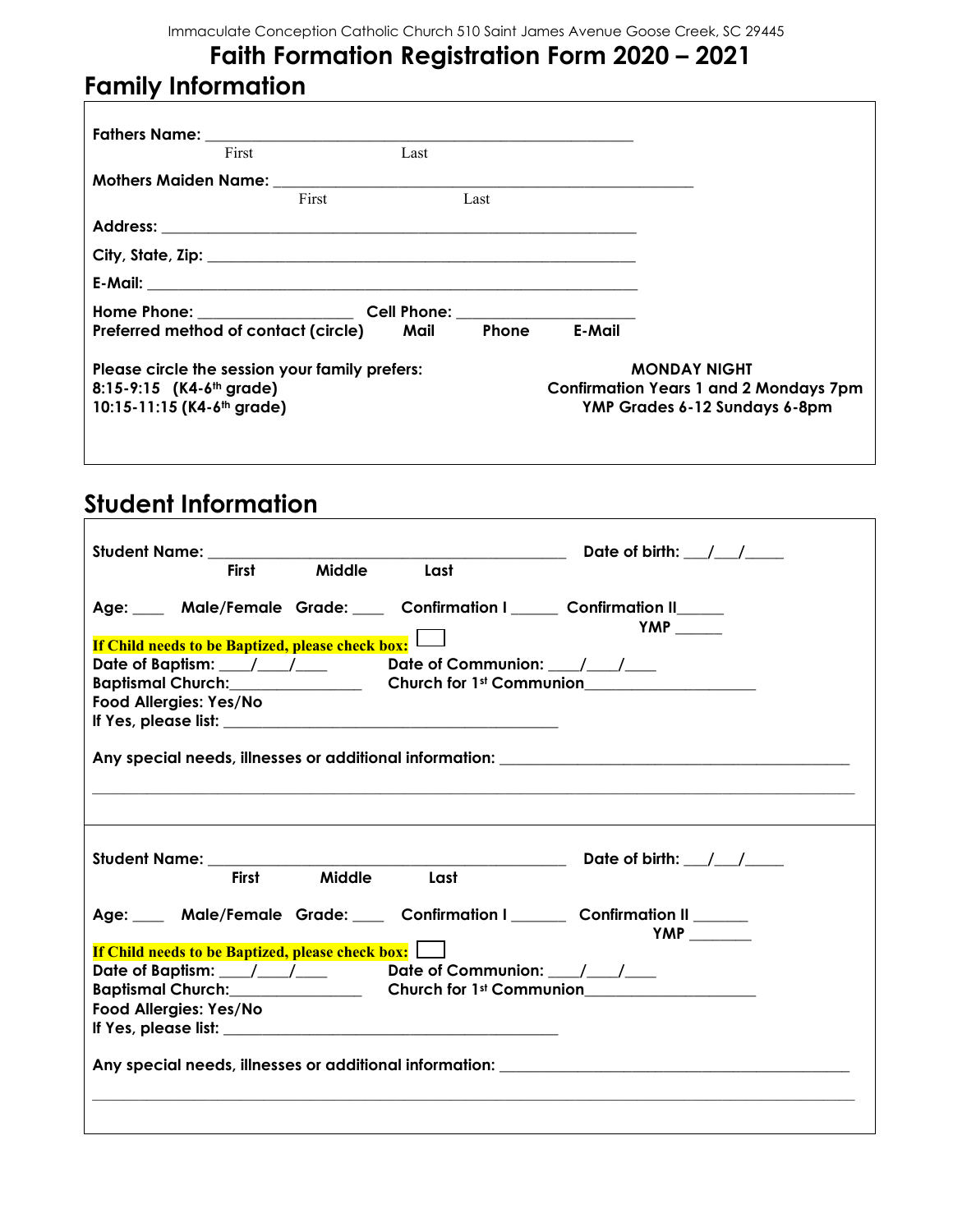Immaculate Conception Catholic Church 510 Saint James Avenue Goose Creek, SC 29445

# Faith Formation Registration Form 2020 – 2021

## Family Information

**Fathers Name:** ______________________________________________
First Last

**Mothers Maiden Name:** ______________________________________________
First Last

**Address:** ______________________________________________

**City, State, Zip:** ______________________________________________

**E-Mail:** ______________________________________________

**Home Phone:** _________________ **Cell Phone:** ____________________

**Preferred method of contact (circle)** **Mail** **Phone** **E-Mail**

**Please circle the session your family prefers:**
**8:15-9:15 (K4-6th grade)**
**10:15-11:15 (K4-6th grade)**

**MONDAY NIGHT**
**Confirmation Years 1 and 2 Mondays 7pm**
**YMP Grades 6-12 Sundays 6-8pm**

## Student Information

**Student Name:** ________________________________________ **Date of birth:** ___/___/_____
**First Middle Last**

**Age:** ____ **Male/Female Grade:** ____ **Confirmation I** _____ **Confirmation II**_____
**YMP** _____

**If Child needs to be Baptized, please check box:** ☐

**Date of Baptism:** ____/____/____ **Date of Communion:** ____/____/____
**Baptismal Church:**_______________ **Church for 1st Communion**___________________

**Food Allergies: Yes/No**
**If Yes, please list:** ______________________________________

**Any special needs, illnesses or additional information:** ________________________________________

______________________________________________________________________________

---

**Student Name:** ________________________________________ **Date of birth:** ___/___/_____
**First Middle Last**

**Age:** ____ **Male/Female Grade:** ____ **Confirmation I** ______ **Confirmation II** ______
**YMP** _______

**If Child needs to be Baptized, please check box:** ☐

**Date of Baptism:** ____/____/____ **Date of Communion:** ____/____/____
**Baptismal Church:**_______________ **Church for 1st Communion**___________________

**Food Allergies: Yes/No**
**If Yes, please list:** ______________________________________

**Any special needs, illnesses or additional information:** ________________________________________

______________________________________________________________________________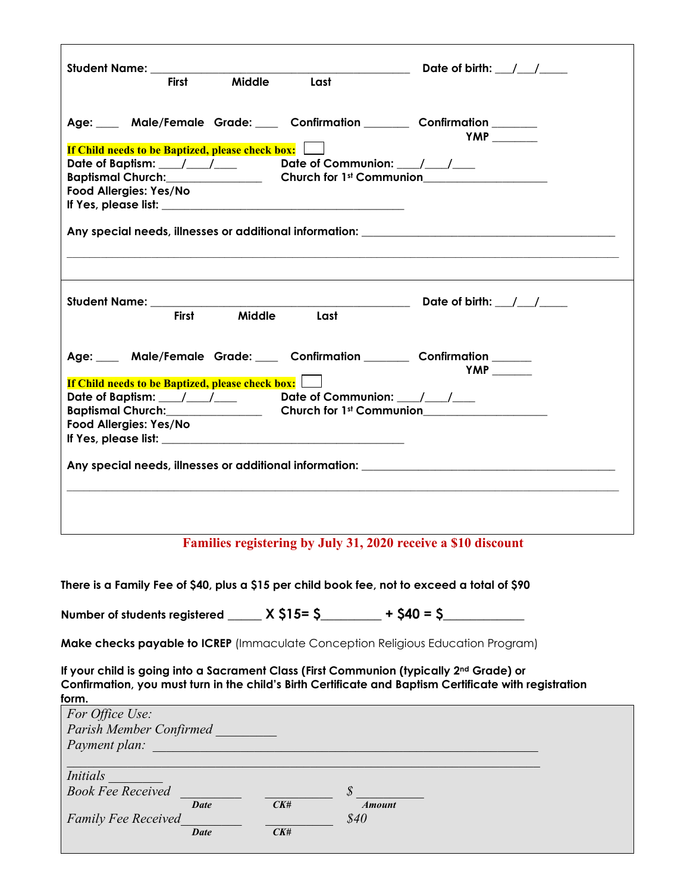Student Name: ______________________________________________ Date of birth: ___/___/_____
First Middle Last

Age: ____ Male/Female Grade: ____ Confirmation ________ Confirmation ________
YMP ________

**If Child needs to be Baptized, please check box:** ☐

Date of Baptism: ____/____/____ Date of Communion: ____/____/____

Baptismal Church:_______________ Church for 1st Communion____________________

Food Allergies: Yes/No

If Yes, please list: ________________________________________

Any special needs, illnesses or additional information: __________________________________________

________________________________________________________________________________________

---

Student Name: ______________________________________________ Date of birth: ___/___/_____
First Middle Last

Age: ____ Male/Female Grade: ____ Confirmation ________ Confirmation _______
YMP _______

**If Child needs to be Baptized, please check box:** ☐

Date of Baptism: ____/____/____ Date of Communion: ____/____/____

Baptismal Church:_______________ Church for 1st Communion____________________

Food Allergies: Yes/No

If Yes, please list: ________________________________________

Any special needs, illnesses or additional information: __________________________________________

________________________________________________________________________________________

**Families registering by July 31, 2020 receive a $10 discount**

**There is a Family Fee of $40, plus a $15 per child book fee, not to exceed a total of $90**

**Number of students registered ______ X $15= $_________ + $40 = $____________**

**Make checks payable to ICREP** (Immaculate Conception Religious Education Program)

**If your child is going into a Sacrament Class (First Communion (typically 2nd Grade) or Confirmation, you must turn in the child's Birth Certificate and Baptism Certificate with registration form.**

*For Office Use:*

*Parish Member Confirmed* _________

*Payment plan:* ____________________________________________________________

________________________________________________________________________

*Initials* _________

*Book Fee Received* __________ (*Date*) __________ (*CK#*) $ __________ (*Amount*)

*Family Fee Received* __________ (*Date*) __________ (*CK#*) *$40*